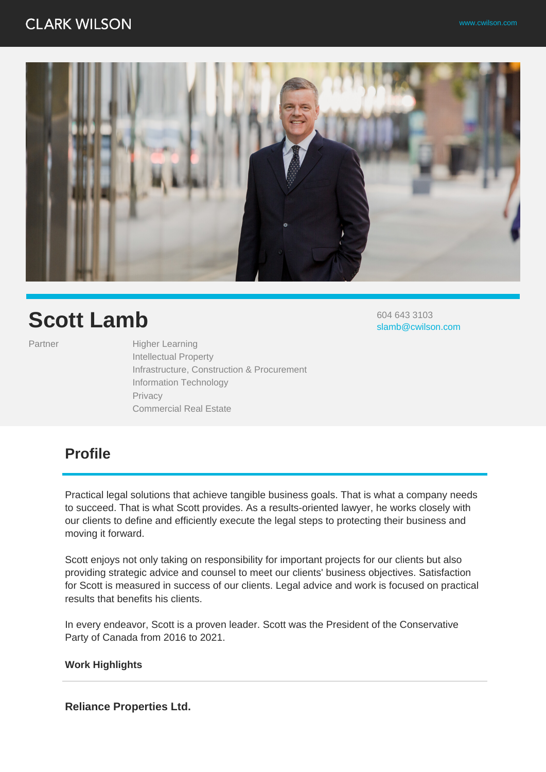CLARK WILSON

www.cwilson.com

# Scott Lamb

604 643 3103
slamb@cwilson.com

Partner

Higher Learning
Intellectual Property
Infrastructure, Construction & Procurement
Information Technology
Privacy
Commercial Real Estate

## Profile

Practical legal solutions that achieve tangible business goals. That is what a company needs to succeed. That is what Scott provides. As a results-oriented lawyer, he works closely with our clients to define and efficiently execute the legal steps to protecting their business and moving it forward.

Scott enjoys not only taking on responsibility for important projects for our clients but also providing strategic advice and counsel to meet our clients' business objectives. Satisfaction for Scott is measured in success of our clients. Legal advice and work is focused on practical results that benefits his clients.

In every endeavor, Scott is a proven leader. Scott was the President of the Conservative Party of Canada from 2016 to 2021.

**Work Highlights**

---

**Reliance Properties Ltd.**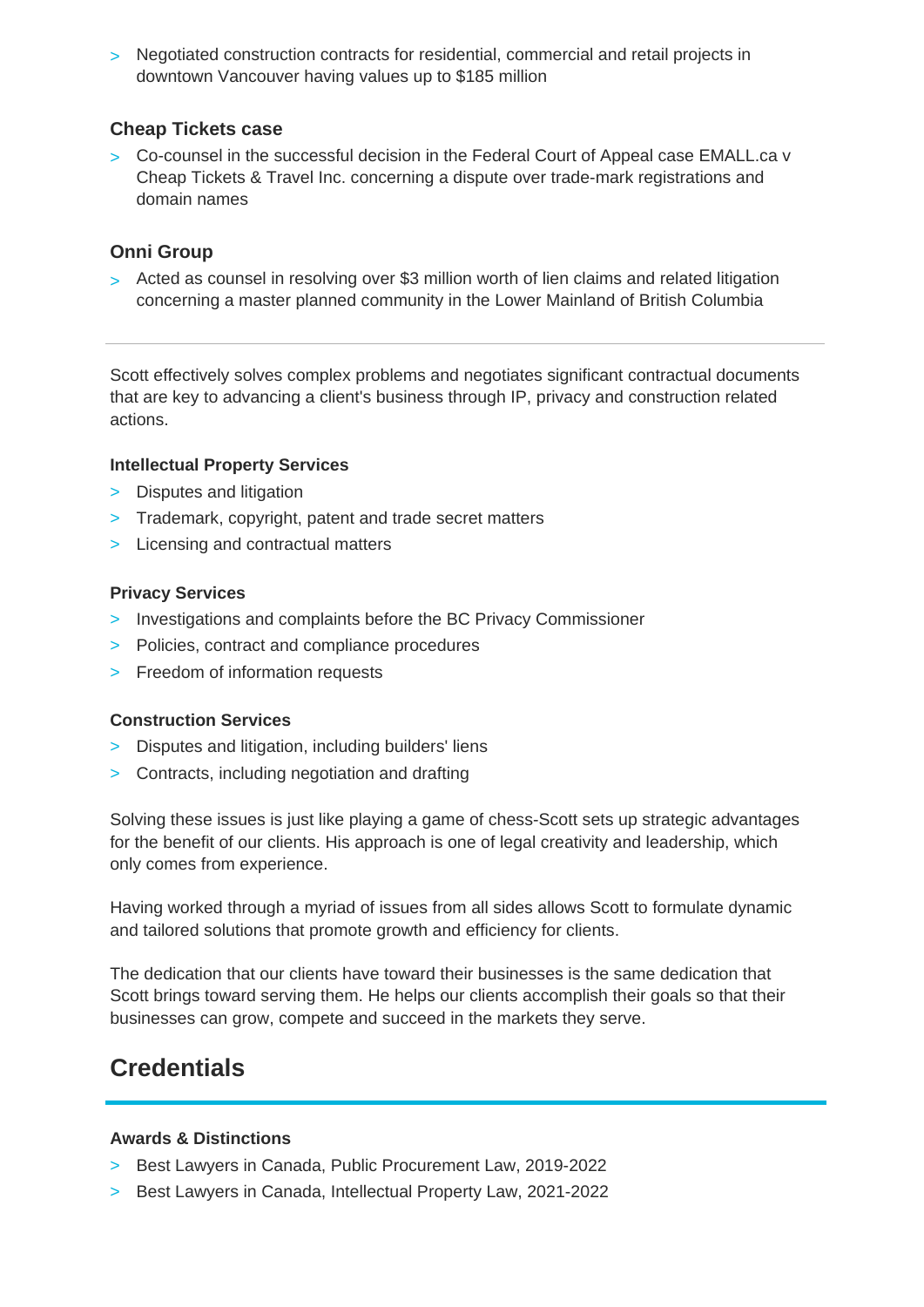- Negotiated construction contracts for residential, commercial and retail projects in downtown Vancouver having values up to $185 million

### Cheap Tickets case

- Co-counsel in the successful decision in the Federal Court of Appeal case EMALL.ca v Cheap Tickets & Travel Inc. concerning a dispute over trade-mark registrations and domain names

### Onni Group

- Acted as counsel in resolving over $3 million worth of lien claims and related litigation concerning a master planned community in the Lower Mainland of British Columbia

---

Scott effectively solves complex problems and negotiates significant contractual documents that are key to advancing a client's business through IP, privacy and construction related actions.

#### Intellectual Property Services

- Disputes and litigation
- Trademark, copyright, patent and trade secret matters
- Licensing and contractual matters

#### Privacy Services

- Investigations and complaints before the BC Privacy Commissioner
- Policies, contract and compliance procedures
- Freedom of information requests

#### Construction Services

- Disputes and litigation, including builders' liens
- Contracts, including negotiation and drafting

Solving these issues is just like playing a game of chess-Scott sets up strategic advantages for the benefit of our clients. His approach is one of legal creativity and leadership, which only comes from experience.

Having worked through a myriad of issues from all sides allows Scott to formulate dynamic and tailored solutions that promote growth and efficiency for clients.

The dedication that our clients have toward their businesses is the same dedication that Scott brings toward serving them. He helps our clients accomplish their goals so that their businesses can grow, compete and succeed in the markets they serve.

## Credentials

#### Awards & Distinctions

- Best Lawyers in Canada, Public Procurement Law, 2019-2022
- Best Lawyers in Canada, Intellectual Property Law, 2021-2022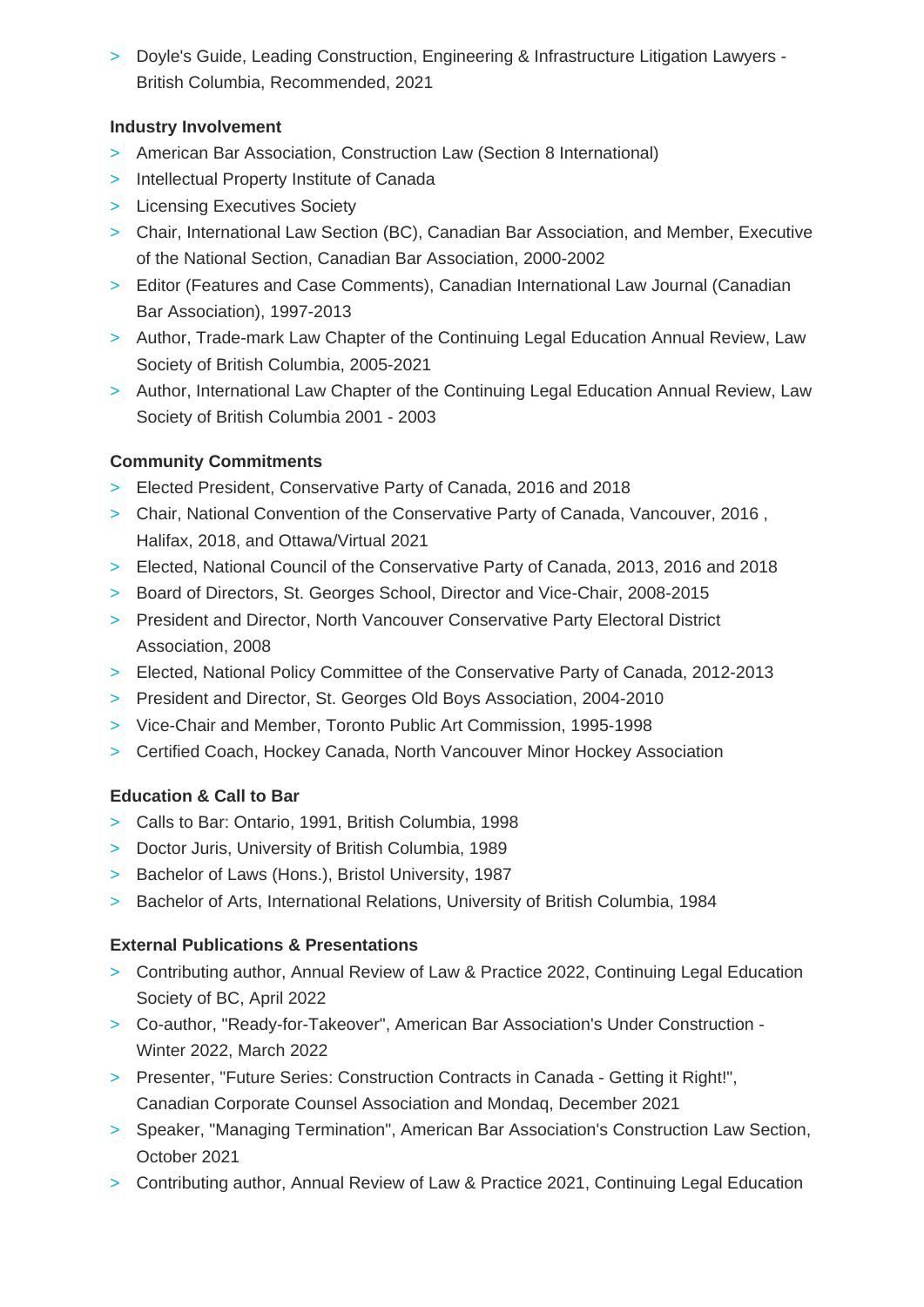- Doyle's Guide, Leading Construction, Engineering & Infrastructure Litigation Lawyers - British Columbia, Recommended, 2021

**Industry Involvement**

- American Bar Association, Construction Law (Section 8 International)
- Intellectual Property Institute of Canada
- Licensing Executives Society
- Chair, International Law Section (BC), Canadian Bar Association, and Member, Executive of the National Section, Canadian Bar Association, 2000-2002
- Editor (Features and Case Comments), Canadian International Law Journal (Canadian Bar Association), 1997-2013
- Author, Trade-mark Law Chapter of the Continuing Legal Education Annual Review, Law Society of British Columbia, 2005-2021
- Author, International Law Chapter of the Continuing Legal Education Annual Review, Law Society of British Columbia 2001 - 2003

**Community Commitments**

- Elected President, Conservative Party of Canada, 2016 and 2018
- Chair, National Convention of the Conservative Party of Canada, Vancouver, 2016 , Halifax, 2018, and Ottawa/Virtual 2021
- Elected, National Council of the Conservative Party of Canada, 2013, 2016 and 2018
- Board of Directors, St. Georges School, Director and Vice-Chair, 2008-2015
- President and Director, North Vancouver Conservative Party Electoral District Association, 2008
- Elected, National Policy Committee of the Conservative Party of Canada, 2012-2013
- President and Director, St. Georges Old Boys Association, 2004-2010
- Vice-Chair and Member, Toronto Public Art Commission, 1995-1998
- Certified Coach, Hockey Canada, North Vancouver Minor Hockey Association

**Education & Call to Bar**

- Calls to Bar: Ontario, 1991, British Columbia, 1998
- Doctor Juris, University of British Columbia, 1989
- Bachelor of Laws (Hons.), Bristol University, 1987
- Bachelor of Arts, International Relations, University of British Columbia, 1984

**External Publications & Presentations**

- Contributing author, Annual Review of Law & Practice 2022, Continuing Legal Education Society of BC, April 2022
- Co-author, "Ready-for-Takeover", American Bar Association's Under Construction - Winter 2022, March 2022
- Presenter, "Future Series: Construction Contracts in Canada - Getting it Right!", Canadian Corporate Counsel Association and Mondaq, December 2021
- Speaker, "Managing Termination", American Bar Association's Construction Law Section, October 2021
- Contributing author, Annual Review of Law & Practice 2021, Continuing Legal Education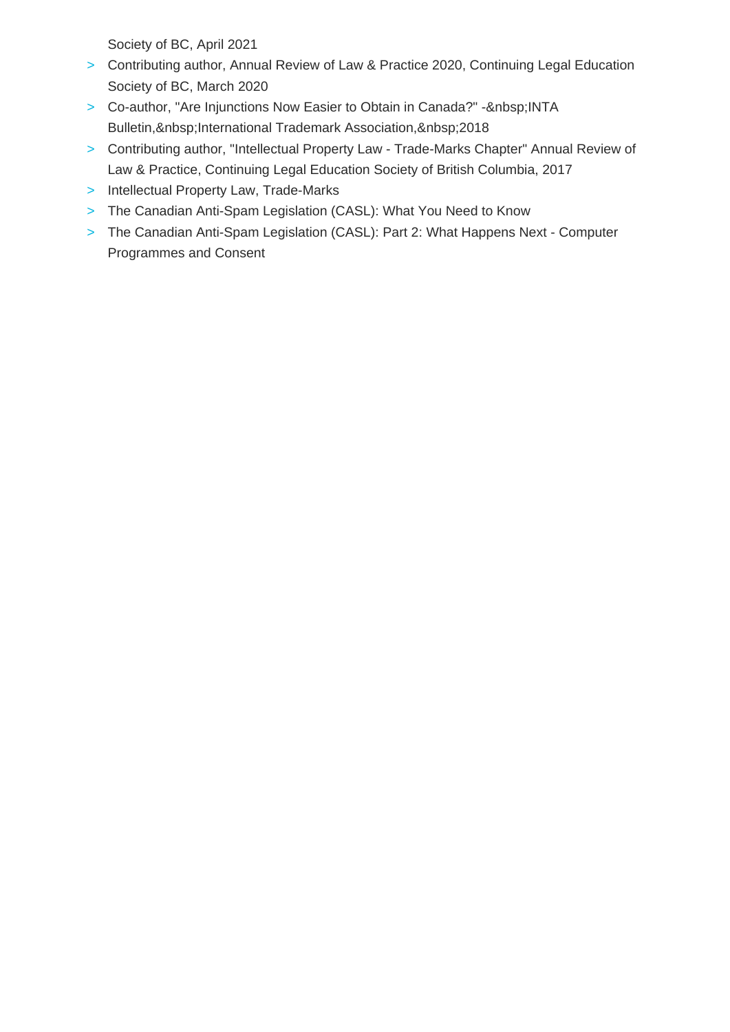Society of BC, April 2021

- Contributing author, Annual Review of Law & Practice 2020, Continuing Legal Education Society of BC, March 2020
- Co-author, "Are Injunctions Now Easier to Obtain in Canada?" -&nbsp;INTA Bulletin,&nbsp;International Trademark Association,&nbsp;2018
- Contributing author, "Intellectual Property Law - Trade-Marks Chapter" Annual Review of Law & Practice, Continuing Legal Education Society of British Columbia, 2017
- Intellectual Property Law, Trade-Marks
- The Canadian Anti-Spam Legislation (CASL): What You Need to Know
- The Canadian Anti-Spam Legislation (CASL): Part 2: What Happens Next - Computer Programmes and Consent